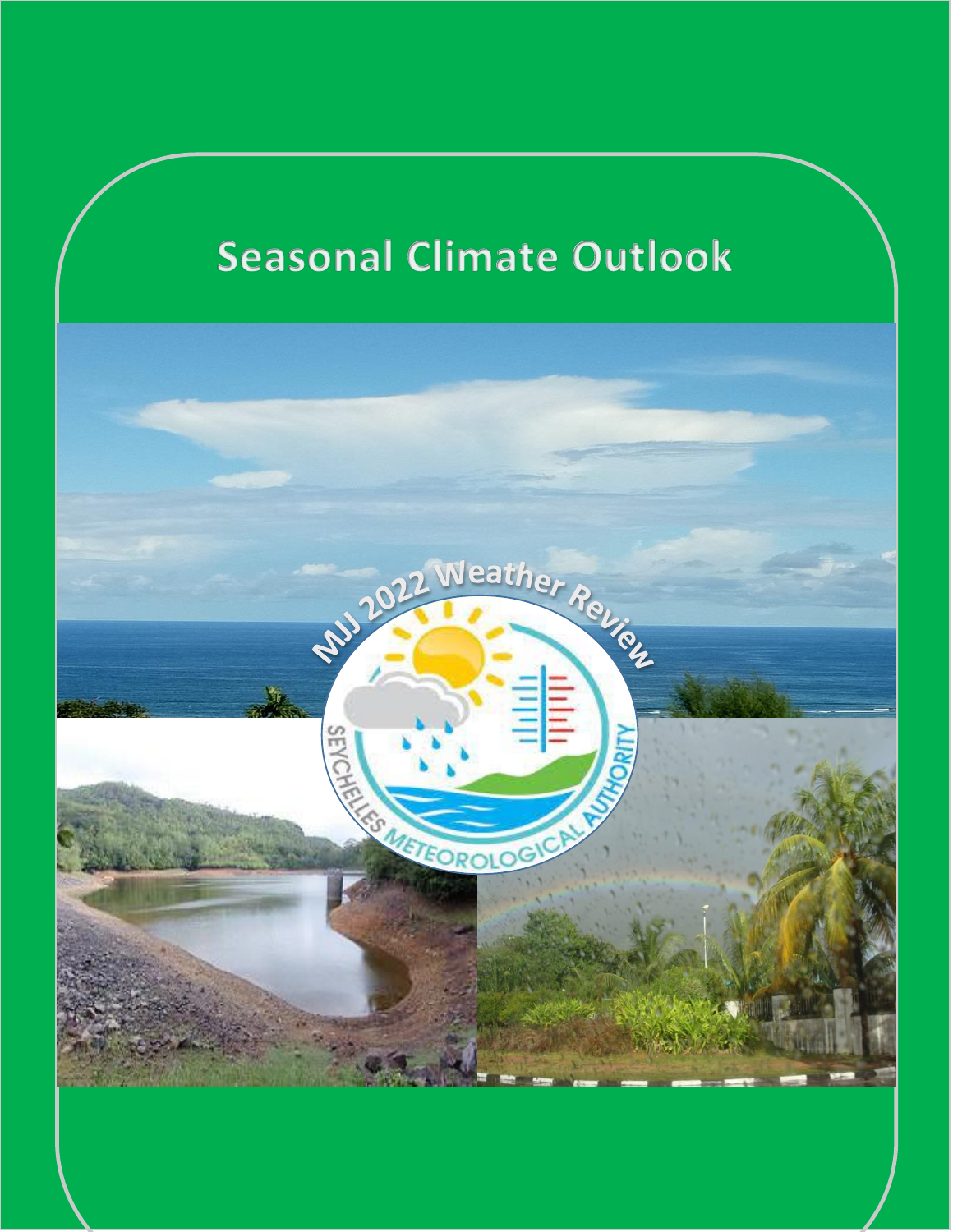# Seasonal Climate Outlook

MJJ 2022 Weather Review

SEYCHELLES METEOROLOGICAL AUTHORITY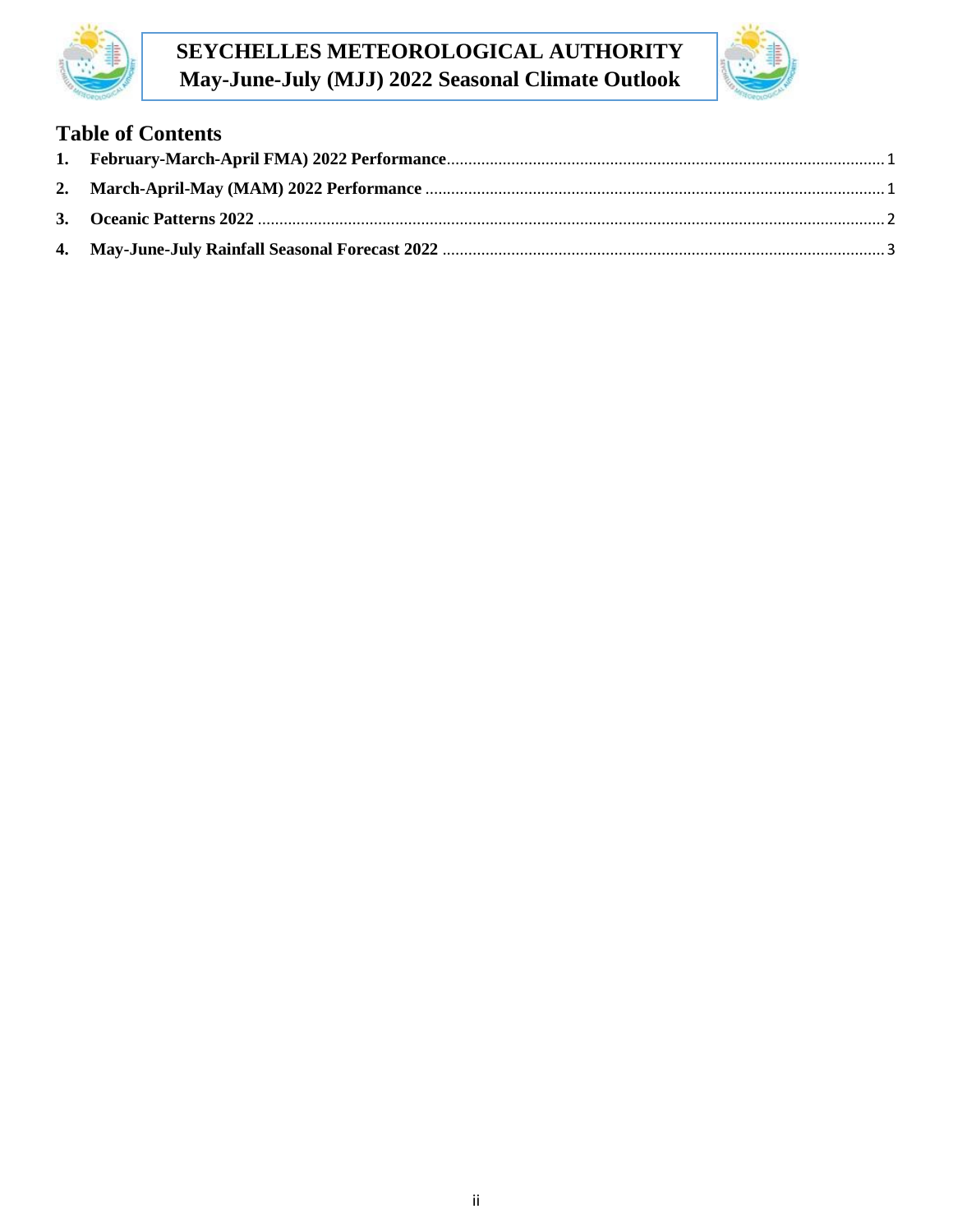## Table of Contents

1. **February-March-April FMA) 2022 Performance** ..... 1
2. **March-April-May (MAM) 2022 Performance** ..... 1
3. **Oceanic Patterns 2022** ..... 2
4. **May-June-July Rainfall Seasonal Forecast 2022** ..... 3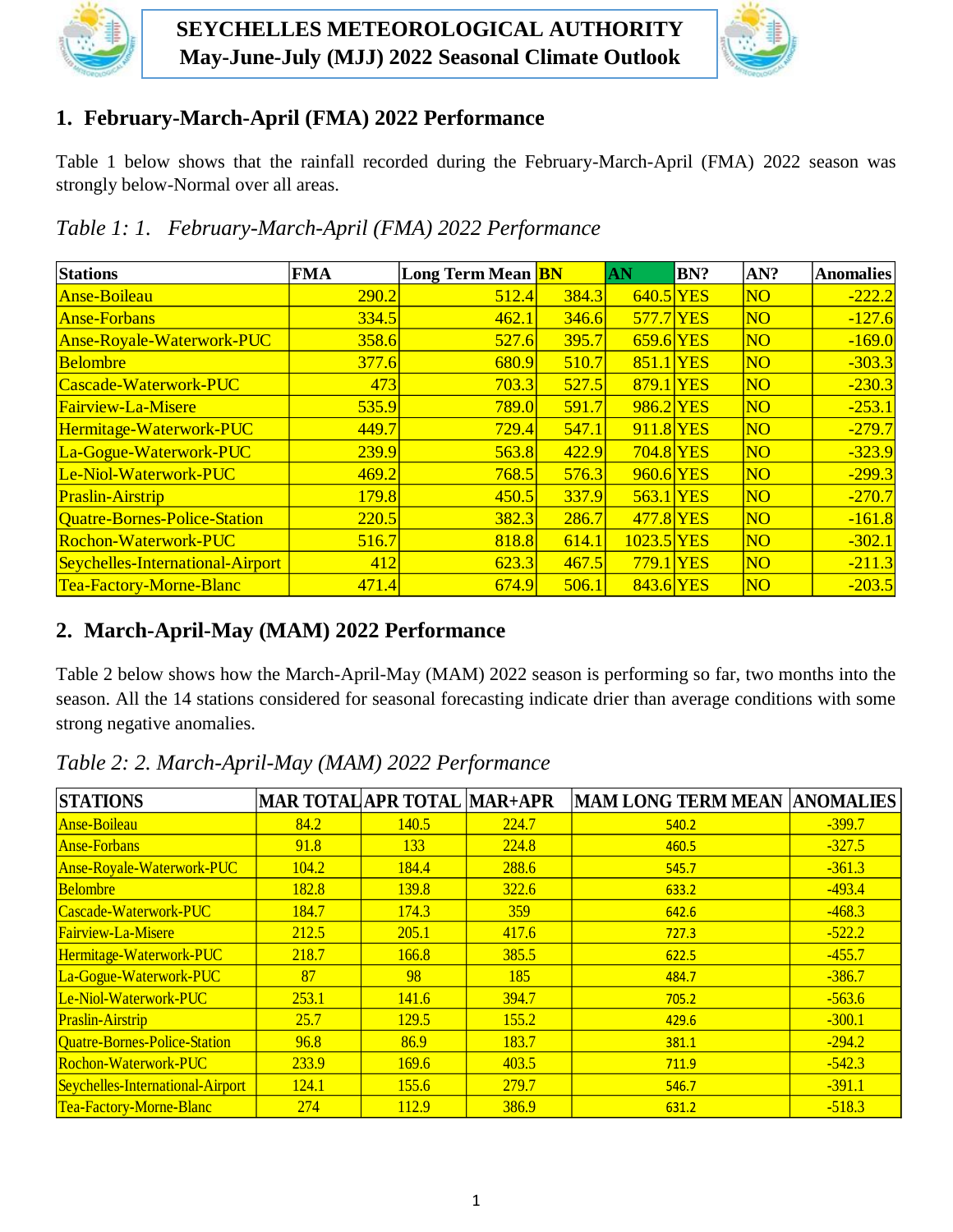# SEYCHELLES METEOROLOGICAL AUTHORITY
# May-June-July (MJJ) 2022 Seasonal Climate Outlook

## 1. February-March-April (FMA) 2022 Performance

Table 1 below shows that the rainfall recorded during the February-March-April (FMA) 2022 season was strongly below-Normal over all areas.

*Table 1: 1. February-March-April (FMA) 2022 Performance*

| Stations | FMA | Long Term Mean | BN | AN | BN? | AN? | Anomalies |
|---|---|---|---|---|---|---|---|
| Anse-Boileau | 290.2 | 512.4 | 384.3 | 640.5 | YES | NO | -222.2 |
| Anse-Forbans | 334.5 | 462.1 | 346.6 | 577.7 | YES | NO | -127.6 |
| Anse-Royale-Waterwork-PUC | 358.6 | 527.6 | 395.7 | 659.6 | YES | NO | -169.0 |
| Belombre | 377.6 | 680.9 | 510.7 | 851.1 | YES | NO | -303.3 |
| Cascade-Waterwork-PUC | 473 | 703.3 | 527.5 | 879.1 | YES | NO | -230.3 |
| Fairview-La-Misere | 535.9 | 789.0 | 591.7 | 986.2 | YES | NO | -253.1 |
| Hermitage-Waterwork-PUC | 449.7 | 729.4 | 547.1 | 911.8 | YES | NO | -279.7 |
| La-Gogue-Waterwork-PUC | 239.9 | 563.8 | 422.9 | 704.8 | YES | NO | -323.9 |
| Le-Niol-Waterwork-PUC | 469.2 | 768.5 | 576.3 | 960.6 | YES | NO | -299.3 |
| Praslin-Airstrip | 179.8 | 450.5 | 337.9 | 563.1 | YES | NO | -270.7 |
| Quatre-Bornes-Police-Station | 220.5 | 382.3 | 286.7 | 477.8 | YES | NO | -161.8 |
| Rochon-Waterwork-PUC | 516.7 | 818.8 | 614.1 | 1023.5 | YES | NO | -302.1 |
| Seychelles-International-Airport | 412 | 623.3 | 467.5 | 779.1 | YES | NO | -211.3 |
| Tea-Factory-Morne-Blanc | 471.4 | 674.9 | 506.1 | 843.6 | YES | NO | -203.5 |

## 2. March-April-May (MAM) 2022 Performance

Table 2 below shows how the March-April-May (MAM) 2022 season is performing so far, two months into the season. All the 14 stations considered for seasonal forecasting indicate drier than average conditions with some strong negative anomalies.

*Table 2: 2. March-April-May (MAM) 2022 Performance*

| STATIONS | MAR TOTAL | APR TOTAL | MAR+APR | MAM LONG TERM MEAN | ANOMALIES |
|---|---|---|---|---|---|
| Anse-Boileau | 84.2 | 140.5 | 224.7 | 540.2 | -399.7 |
| Anse-Forbans | 91.8 | 133 | 224.8 | 460.5 | -327.5 |
| Anse-Royale-Waterwork-PUC | 104.2 | 184.4 | 288.6 | 545.7 | -361.3 |
| Belombre | 182.8 | 139.8 | 322.6 | 633.2 | -493.4 |
| Cascade-Waterwork-PUC | 184.7 | 174.3 | 359 | 642.6 | -468.3 |
| Fairview-La-Misere | 212.5 | 205.1 | 417.6 | 727.3 | -522.2 |
| Hermitage-Waterwork-PUC | 218.7 | 166.8 | 385.5 | 622.5 | -455.7 |
| La-Gogue-Waterwork-PUC | 87 | 98 | 185 | 484.7 | -386.7 |
| Le-Niol-Waterwork-PUC | 253.1 | 141.6 | 394.7 | 705.2 | -563.6 |
| Praslin-Airstrip | 25.7 | 129.5 | 155.2 | 429.6 | -300.1 |
| Quatre-Bornes-Police-Station | 96.8 | 86.9 | 183.7 | 381.1 | -294.2 |
| Rochon-Waterwork-PUC | 233.9 | 169.6 | 403.5 | 711.9 | -542.3 |
| Seychelles-International-Airport | 124.1 | 155.6 | 279.7 | 546.7 | -391.1 |
| Tea-Factory-Morne-Blanc | 274 | 112.9 | 386.9 | 631.2 | -518.3 |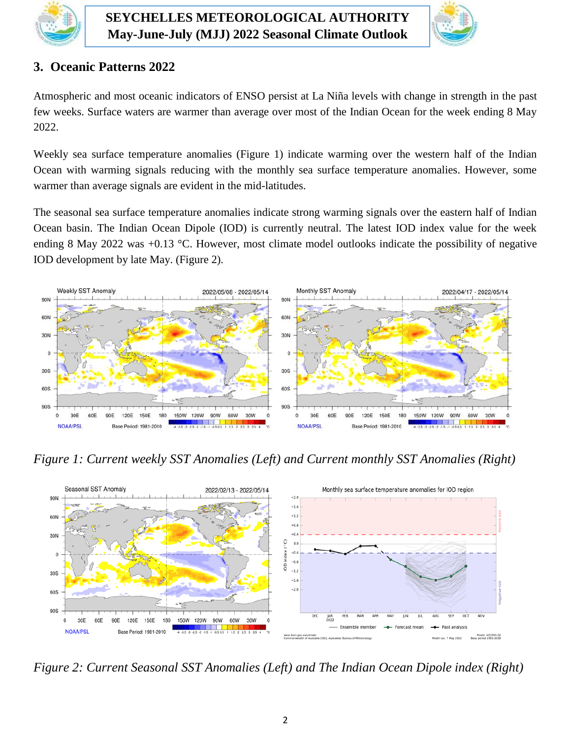## 3. Oceanic Patterns 2022

Atmospheric and most oceanic indicators of ENSO persist at La Niña levels with change in strength in the past few weeks. Surface waters are warmer than average over most of the Indian Ocean for the week ending 8 May 2022.

Weekly sea surface temperature anomalies (Figure 1) indicate warming over the western half of the Indian Ocean with warming signals reducing with the monthly sea surface temperature anomalies. However, some warmer than average signals are evident in the mid-latitudes.

The seasonal sea surface temperature anomalies indicate strong warming signals over the eastern half of Indian Ocean basin. The Indian Ocean Dipole (IOD) is currently neutral. The latest IOD index value for the week ending 8 May 2022 was +0.13 °C. However, most climate model outlooks indicate the possibility of negative IOD development by late May. (Figure 2).

*Figure 1: Current weekly SST Anomalies (Left) and Current monthly SST Anomalies (Right)*

*Figure 2: Current Seasonal SST Anomalies (Left) and The Indian Ocean Dipole index (Right)*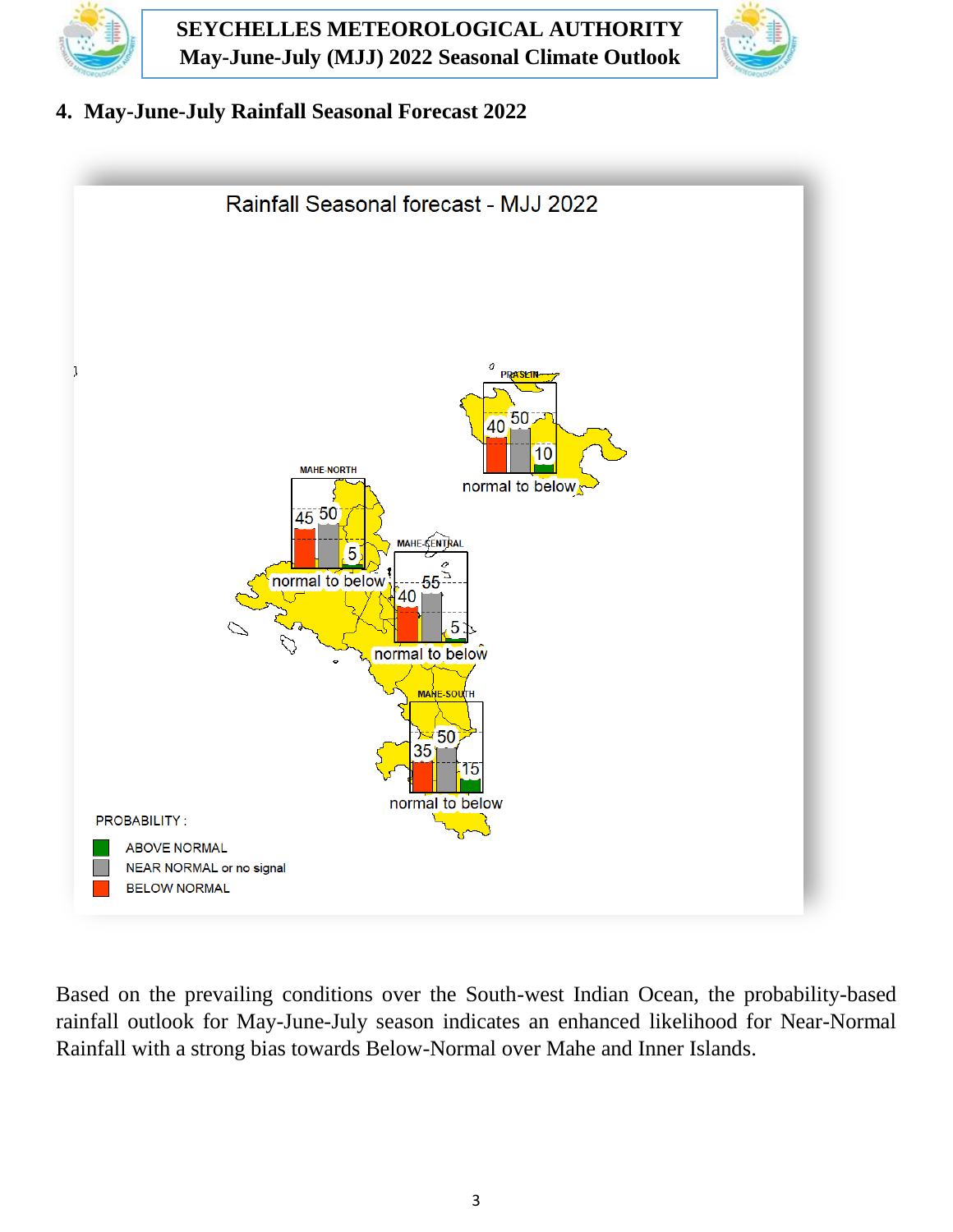## 4. May-June-July Rainfall Seasonal Forecast 2022

Rainfall Seasonal forecast - MJJ 2022

PRASLIN
40
50
10
normal to below

MAHE-NORTH
45
50
5
normal to below

MAHE-CENTRAL
55
40
5
normal to below

MAHE-SOUTH
50
35
15
normal to below

PROBABILITY :
ABOVE NORMAL
NEAR NORMAL or no signal
BELOW NORMAL

Based on the prevailing conditions over the South-west Indian Ocean, the probability-based rainfall outlook for May-June-July season indicates an enhanced likelihood for Near-Normal Rainfall with a strong bias towards Below-Normal over Mahe and Inner Islands.